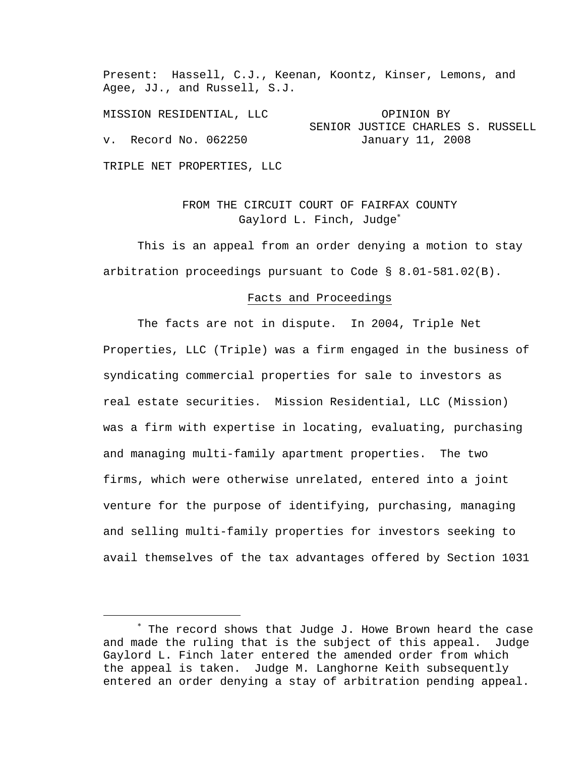Present: Hassell, C.J., Keenan, Koontz, Kinser, Lemons, and Agee, JJ., and Russell, S.J.

MISSION RESIDENTIAL, LLC

v. Record No. 062250

OPINION BY SENIOR JUSTICE CHARLES S. RUSSELL
January 11, 2008

TRIPLE NET PROPERTIES, LLC

FROM THE CIRCUIT COURT OF FAIRFAX COUNTY
Gaylord L. Finch, Judge*

This is an appeal from an order denying a motion to stay arbitration proceedings pursuant to Code § 8.01-581.02(B).

## Facts and Proceedings

The facts are not in dispute. In 2004, Triple Net Properties, LLC (Triple) was a firm engaged in the business of syndicating commercial properties for sale to investors as real estate securities. Mission Residential, LLC (Mission) was a firm with expertise in locating, evaluating, purchasing and managing multi-family apartment properties. The two firms, which were otherwise unrelated, entered into a joint venture for the purpose of identifying, purchasing, managing and selling multi-family properties for investors seeking to avail themselves of the tax advantages offered by Section 1031

---

* The record shows that Judge J. Howe Brown heard the case and made the ruling that is the subject of this appeal. Judge Gaylord L. Finch later entered the amended order from which the appeal is taken. Judge M. Langhorne Keith subsequently entered an order denying a stay of arbitration pending appeal.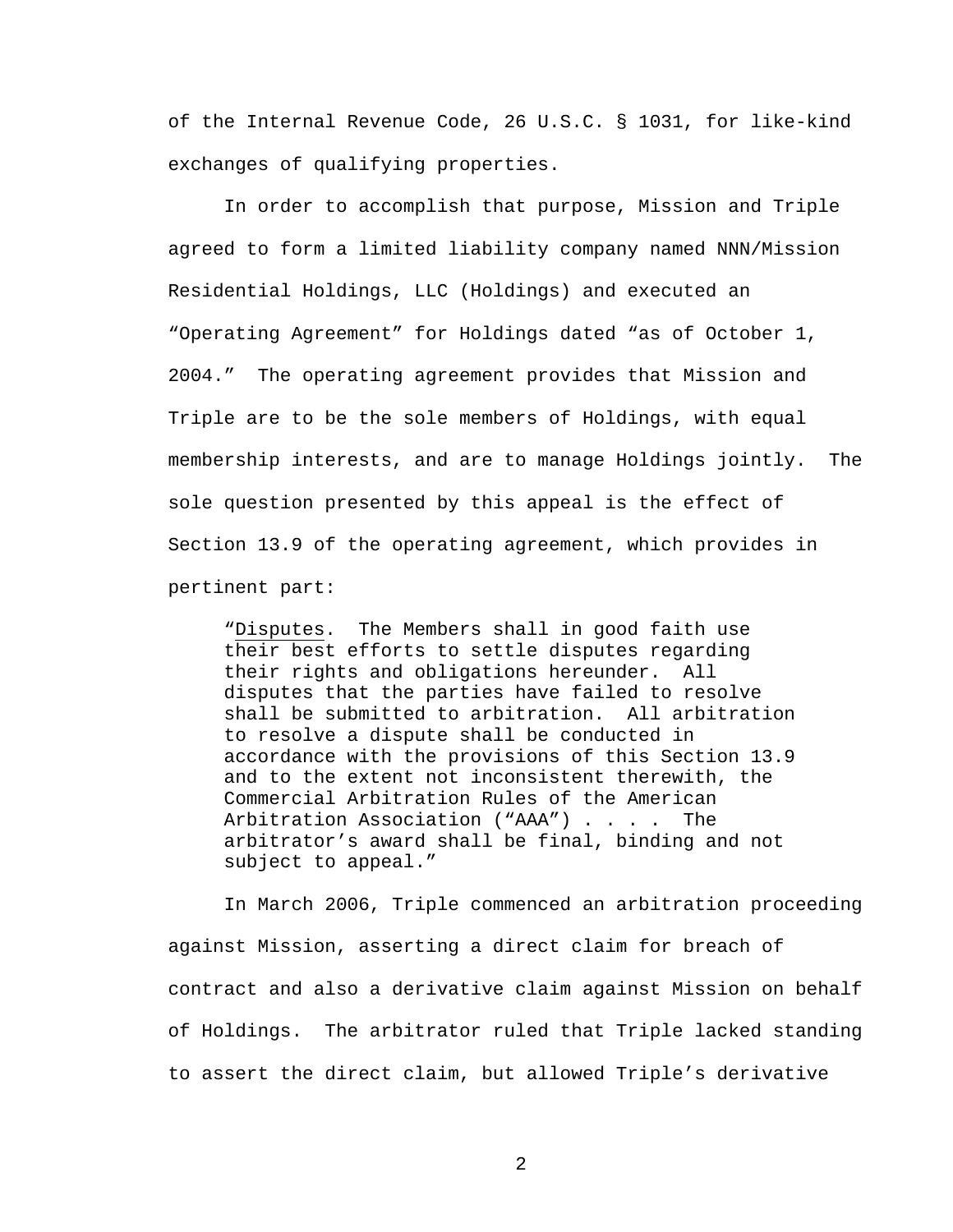of the Internal Revenue Code, 26 U.S.C. § 1031, for like-kind exchanges of qualifying properties.

In order to accomplish that purpose, Mission and Triple agreed to form a limited liability company named NNN/Mission Residential Holdings, LLC (Holdings) and executed an "Operating Agreement" for Holdings dated "as of October 1, 2004." The operating agreement provides that Mission and Triple are to be the sole members of Holdings, with equal membership interests, and are to manage Holdings jointly. The sole question presented by this appeal is the effect of Section 13.9 of the operating agreement, which provides in pertinent part:

> "Disputes. The Members shall in good faith use their best efforts to settle disputes regarding their rights and obligations hereunder. All disputes that the parties have failed to resolve shall be submitted to arbitration. All arbitration to resolve a dispute shall be conducted in accordance with the provisions of this Section 13.9 and to the extent not inconsistent therewith, the Commercial Arbitration Rules of the American Arbitration Association ("AAA") . . . . The arbitrator's award shall be final, binding and not subject to appeal."

In March 2006, Triple commenced an arbitration proceeding against Mission, asserting a direct claim for breach of contract and also a derivative claim against Mission on behalf of Holdings. The arbitrator ruled that Triple lacked standing to assert the direct claim, but allowed Triple's derivative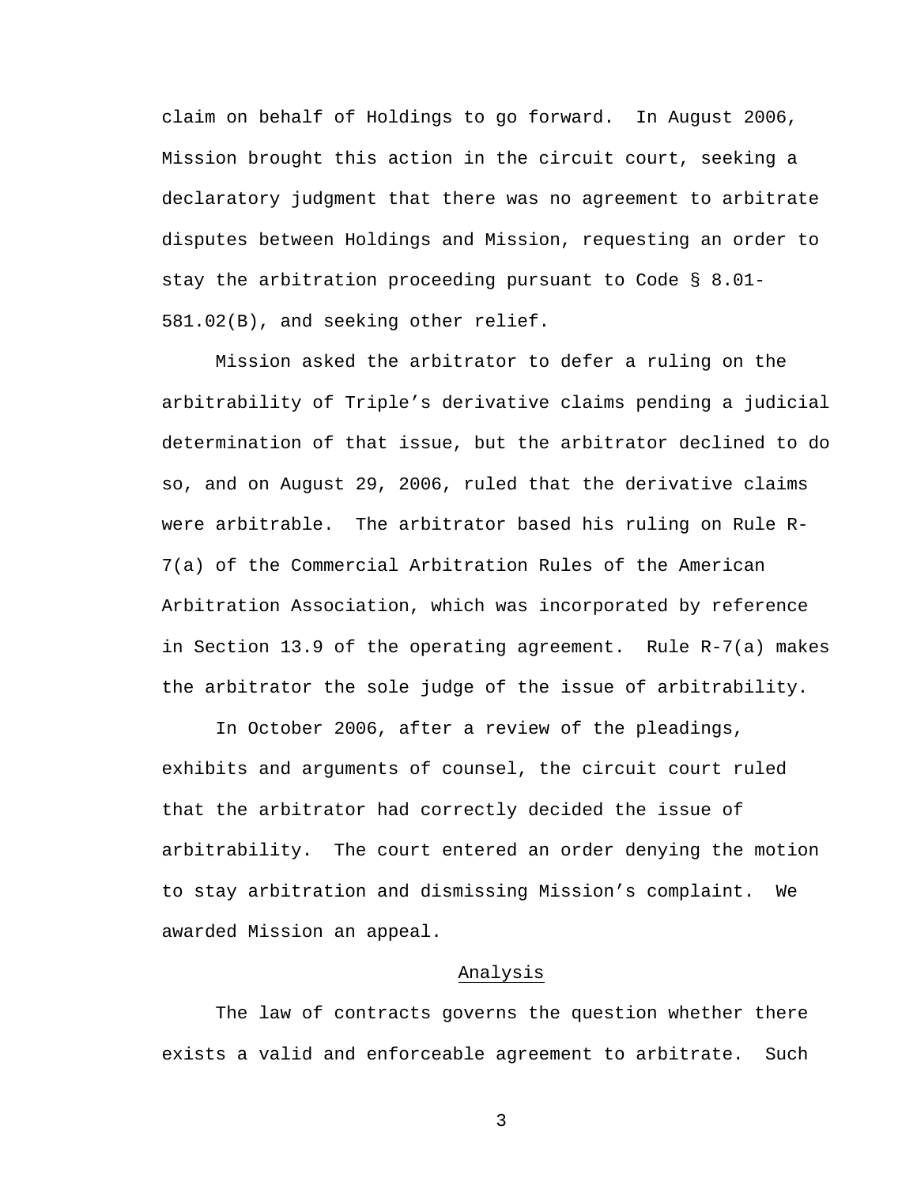claim on behalf of Holdings to go forward. In August 2006, Mission brought this action in the circuit court, seeking a declaratory judgment that there was no agreement to arbitrate disputes between Holdings and Mission, requesting an order to stay the arbitration proceeding pursuant to Code § 8.01-581.02(B), and seeking other relief.

Mission asked the arbitrator to defer a ruling on the arbitrability of Triple's derivative claims pending a judicial determination of that issue, but the arbitrator declined to do so, and on August 29, 2006, ruled that the derivative claims were arbitrable. The arbitrator based his ruling on Rule R-7(a) of the Commercial Arbitration Rules of the American Arbitration Association, which was incorporated by reference in Section 13.9 of the operating agreement. Rule R-7(a) makes the arbitrator the sole judge of the issue of arbitrability.

In October 2006, after a review of the pleadings, exhibits and arguments of counsel, the circuit court ruled that the arbitrator had correctly decided the issue of arbitrability. The court entered an order denying the motion to stay arbitration and dismissing Mission's complaint. We awarded Mission an appeal.

## Analysis

The law of contracts governs the question whether there exists a valid and enforceable agreement to arbitrate. Such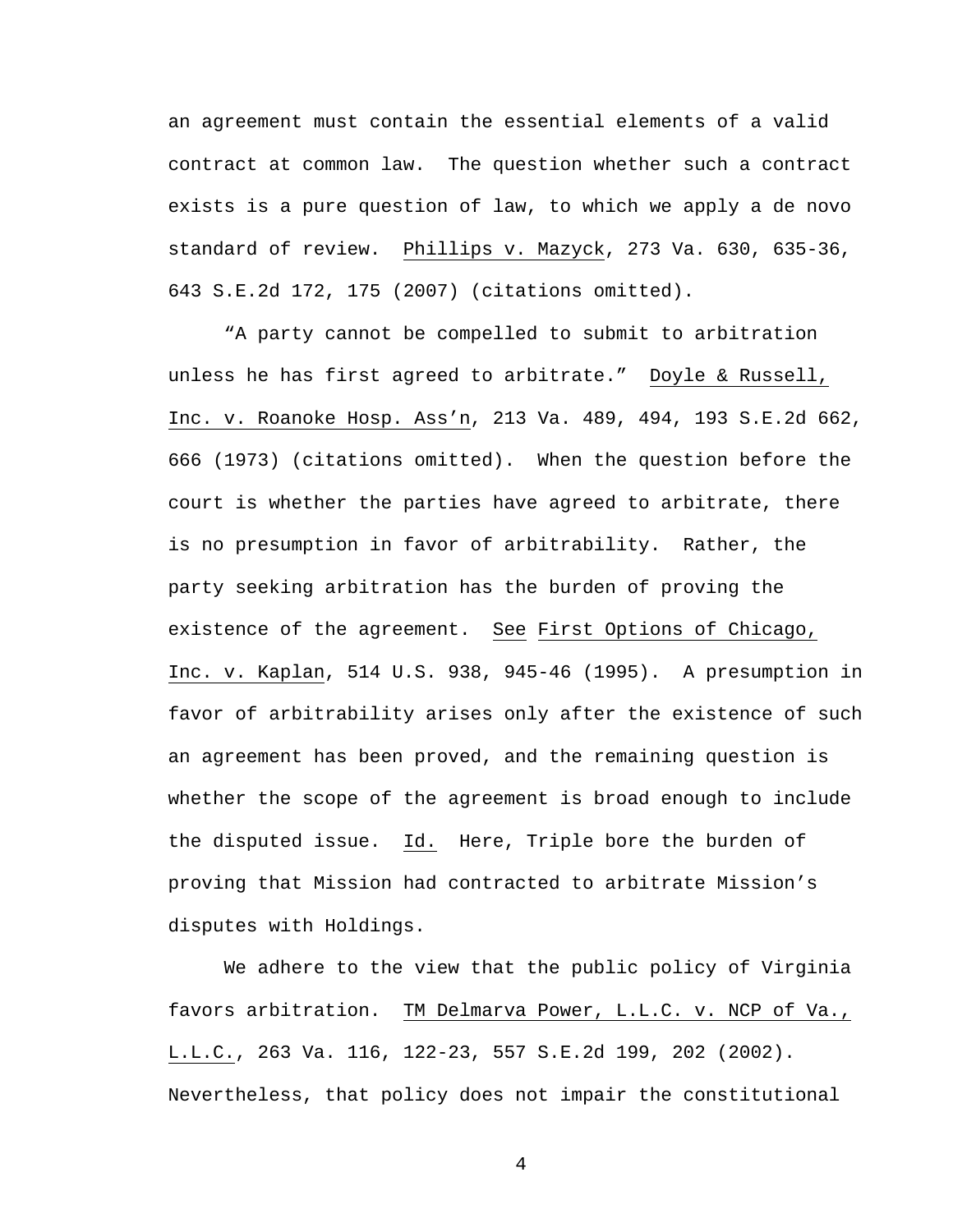an agreement must contain the essential elements of a valid contract at common law. The question whether such a contract exists is a pure question of law, to which we apply a de novo standard of review. Phillips v. Mazyck, 273 Va. 630, 635-36, 643 S.E.2d 172, 175 (2007) (citations omitted).

"A party cannot be compelled to submit to arbitration unless he has first agreed to arbitrate." Doyle & Russell, Inc. v. Roanoke Hosp. Ass'n, 213 Va. 489, 494, 193 S.E.2d 662, 666 (1973) (citations omitted). When the question before the court is whether the parties have agreed to arbitrate, there is no presumption in favor of arbitrability. Rather, the party seeking arbitration has the burden of proving the existence of the agreement. See First Options of Chicago, Inc. v. Kaplan, 514 U.S. 938, 945-46 (1995). A presumption in favor of arbitrability arises only after the existence of such an agreement has been proved, and the remaining question is whether the scope of the agreement is broad enough to include the disputed issue. Id. Here, Triple bore the burden of proving that Mission had contracted to arbitrate Mission's disputes with Holdings.

We adhere to the view that the public policy of Virginia favors arbitration. TM Delmarva Power, L.L.C. v. NCP of Va., L.L.C., 263 Va. 116, 122-23, 557 S.E.2d 199, 202 (2002). Nevertheless, that policy does not impair the constitutional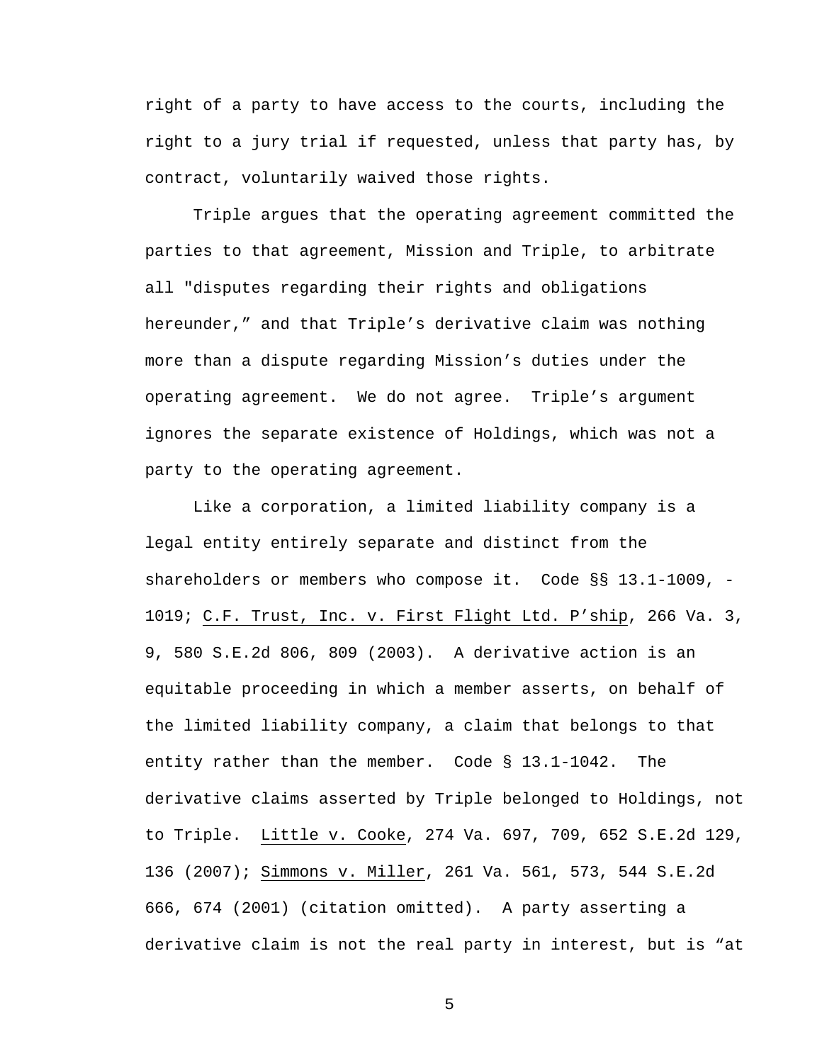right of a party to have access to the courts, including the right to a jury trial if requested, unless that party has, by contract, voluntarily waived those rights.

Triple argues that the operating agreement committed the parties to that agreement, Mission and Triple, to arbitrate all "disputes regarding their rights and obligations hereunder," and that Triple's derivative claim was nothing more than a dispute regarding Mission's duties under the operating agreement. We do not agree. Triple's argument ignores the separate existence of Holdings, which was not a party to the operating agreement.

Like a corporation, a limited liability company is a legal entity entirely separate and distinct from the shareholders or members who compose it. Code §§ 13.1-1009, -1019; C.F. Trust, Inc. v. First Flight Ltd. P'ship, 266 Va. 3, 9, 580 S.E.2d 806, 809 (2003). A derivative action is an equitable proceeding in which a member asserts, on behalf of the limited liability company, a claim that belongs to that entity rather than the member. Code § 13.1-1042. The derivative claims asserted by Triple belonged to Holdings, not to Triple. Little v. Cooke, 274 Va. 697, 709, 652 S.E.2d 129, 136 (2007); Simmons v. Miller, 261 Va. 561, 573, 544 S.E.2d 666, 674 (2001) (citation omitted). A party asserting a derivative claim is not the real party in interest, but is "at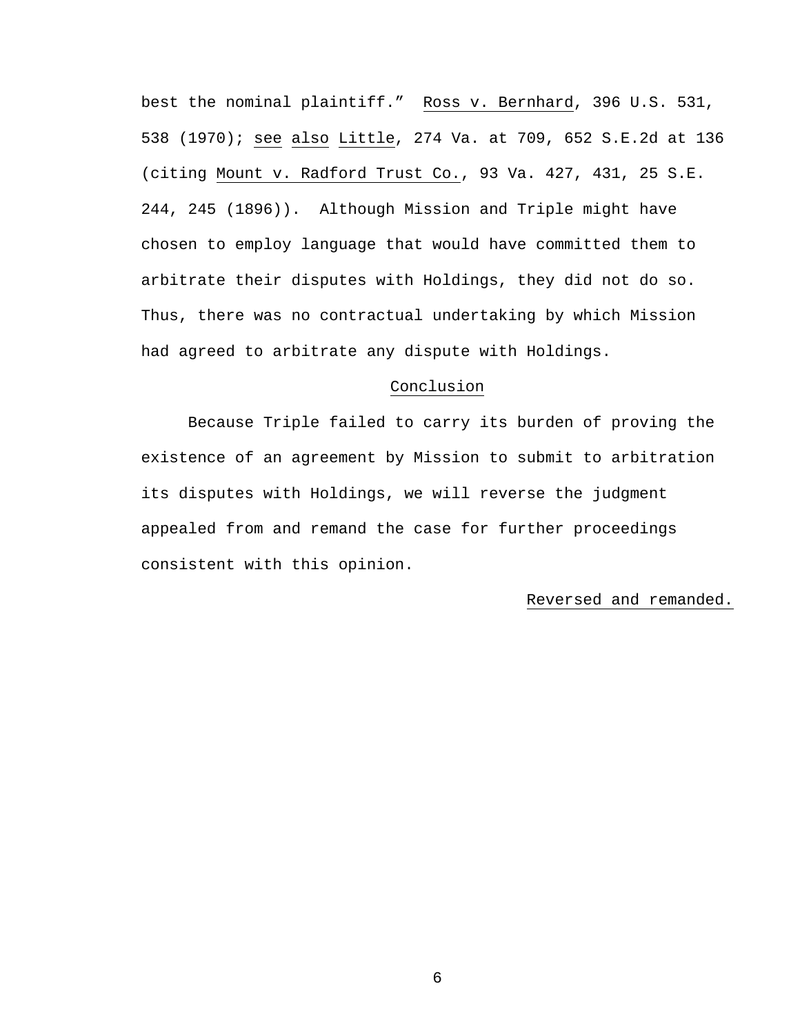best the nominal plaintiff." Ross v. Bernhard, 396 U.S. 531, 538 (1970); see also Little, 274 Va. at 709, 652 S.E.2d at 136 (citing Mount v. Radford Trust Co., 93 Va. 427, 431, 25 S.E. 244, 245 (1896)). Although Mission and Triple might have chosen to employ language that would have committed them to arbitrate their disputes with Holdings, they did not do so. Thus, there was no contractual undertaking by which Mission had agreed to arbitrate any dispute with Holdings.

## Conclusion

Because Triple failed to carry its burden of proving the existence of an agreement by Mission to submit to arbitration its disputes with Holdings, we will reverse the judgment appealed from and remand the case for further proceedings consistent with this opinion.

Reversed and remanded.